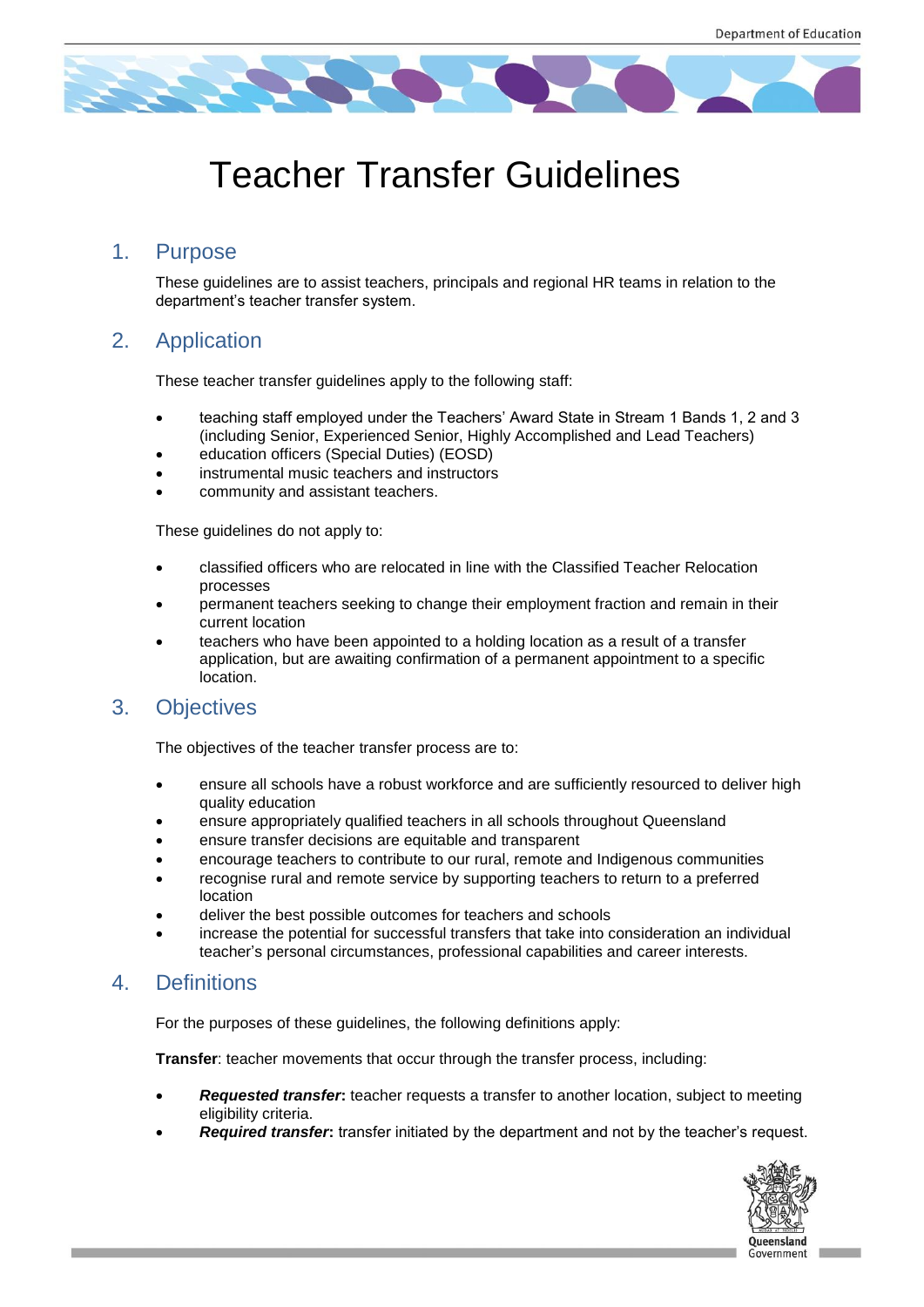# Teacher Transfer Guidelines

## 1. Purpose

These guidelines are to assist teachers, principals and regional HR teams in relation to the department's teacher transfer system.

## 2. Application

These teacher transfer guidelines apply to the following staff:

- teaching staff employed under the Teachers' Award State in Stream 1 Bands 1, 2 and 3 (including Senior, Experienced Senior, Highly Accomplished and Lead Teachers)
- education officers (Special Duties) (EOSD)
- instrumental music teachers and instructors
- community and assistant teachers.

These guidelines do not apply to:

- classified officers who are relocated in line with the Classified Teacher Relocation processes
- permanent teachers seeking to change their employment fraction and remain in their current location
- teachers who have been appointed to a holding location as a result of a transfer application, but are awaiting confirmation of a permanent appointment to a specific location.

## 3. Objectives

The objectives of the teacher transfer process are to:

- ensure all schools have a robust workforce and are sufficiently resourced to deliver high quality education
- ensure appropriately qualified teachers in all schools throughout Queensland
- ensure transfer decisions are equitable and transparent
- encourage teachers to contribute to our rural, remote and Indigenous communities
- recognise rural and remote service by supporting teachers to return to a preferred location
- deliver the best possible outcomes for teachers and schools
- increase the potential for successful transfers that take into consideration an individual teacher's personal circumstances, professional capabilities and career interests.

## 4. Definitions

For the purposes of these guidelines, the following definitions apply:

**Transfer**: teacher movements that occur through the transfer process, including:

- ***Requested transfer*:** teacher requests a transfer to another location, subject to meeting eligibility criteria.
- ***Required transfer*:** transfer initiated by the department and not by the teacher's request.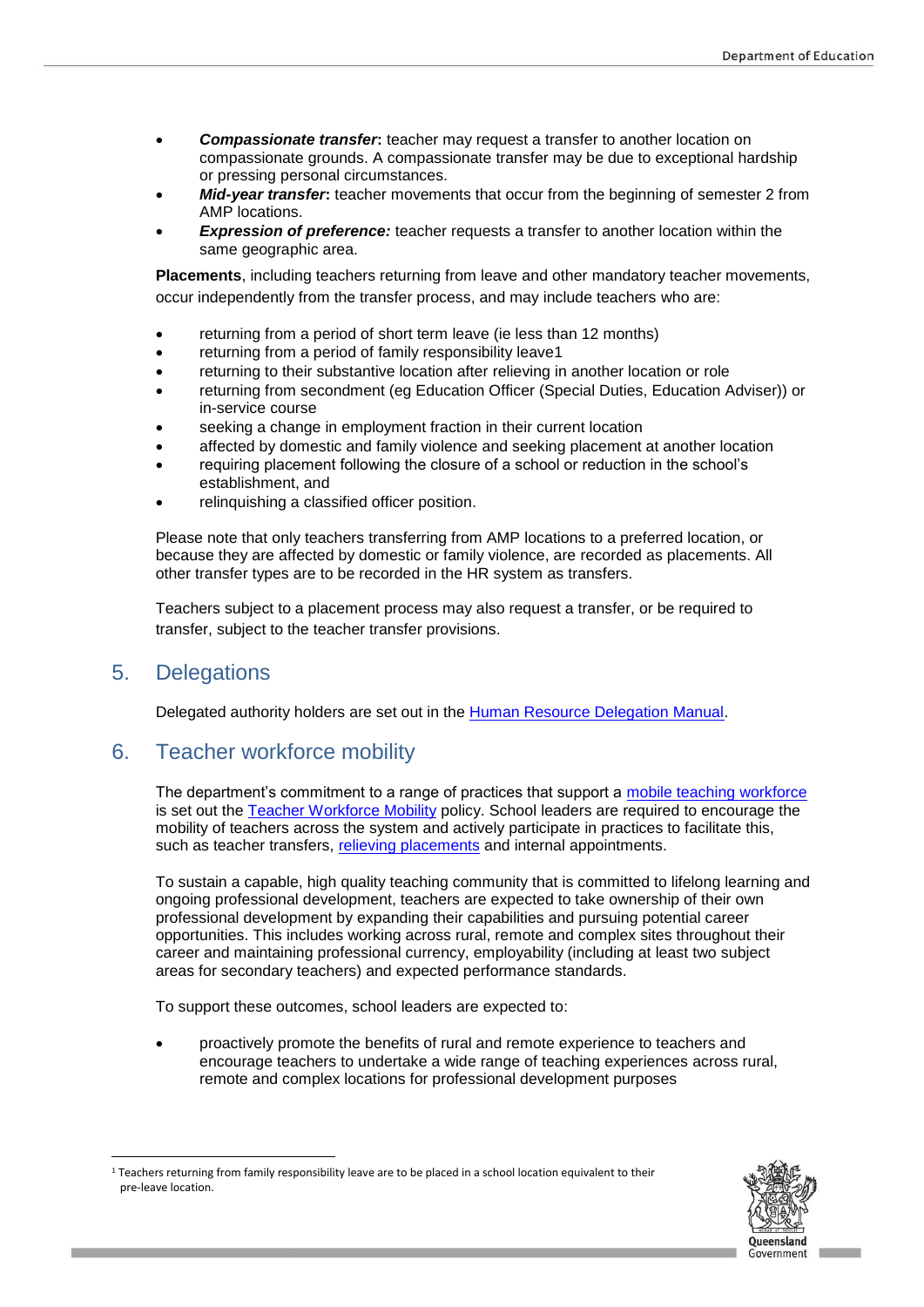- ***Compassionate transfer*:** teacher may request a transfer to another location on compassionate grounds. A compassionate transfer may be due to exceptional hardship or pressing personal circumstances.
- ***Mid-year transfer*:** teacher movements that occur from the beginning of semester 2 from AMP locations.
- ***Expression of preference:*** teacher requests a transfer to another location within the same geographic area.

**Placements**, including teachers returning from leave and other mandatory teacher movements, occur independently from the transfer process, and may include teachers who are:

- returning from a period of short term leave (ie less than 12 months)
- returning from a period of family responsibility leave[1]
- returning to their substantive location after relieving in another location or role
- returning from secondment (eg Education Officer (Special Duties, Education Adviser)) or in-service course
- seeking a change in employment fraction in their current location
- affected by domestic and family violence and seeking placement at another location
- requiring placement following the closure of a school or reduction in the school's establishment, and
- relinquishing a classified officer position.

Please note that only teachers transferring from AMP locations to a preferred location, or because they are affected by domestic or family violence, are recorded as placements. All other transfer types are to be recorded in the HR system as transfers.

Teachers subject to a placement process may also request a transfer, or be required to transfer, subject to the teacher transfer provisions.

## 5. Delegations

Delegated authority holders are set out in the [Human Resource Delegation Manual](#).

## 6. Teacher workforce mobility

The department's commitment to a range of practices that support a [mobile teaching workforce](#) is set out the [Teacher Workforce Mobility](#) policy. School leaders are required to encourage the mobility of teachers across the system and actively participate in practices to facilitate this, such as teacher transfers, [relieving placements](#) and internal appointments.

To sustain a capable, high quality teaching community that is committed to lifelong learning and ongoing professional development, teachers are expected to take ownership of their own professional development by expanding their capabilities and pursuing potential career opportunities. This includes working across rural, remote and complex sites throughout their career and maintaining professional currency, employability (including at least two subject areas for secondary teachers) and expected performance standards.

To support these outcomes, school leaders are expected to:

- proactively promote the benefits of rural and remote experience to teachers and encourage teachers to undertake a wide range of teaching experiences across rural, remote and complex locations for professional development purposes

---

[1] Teachers returning from family responsibility leave are to be placed in a school location equivalent to their pre-leave location.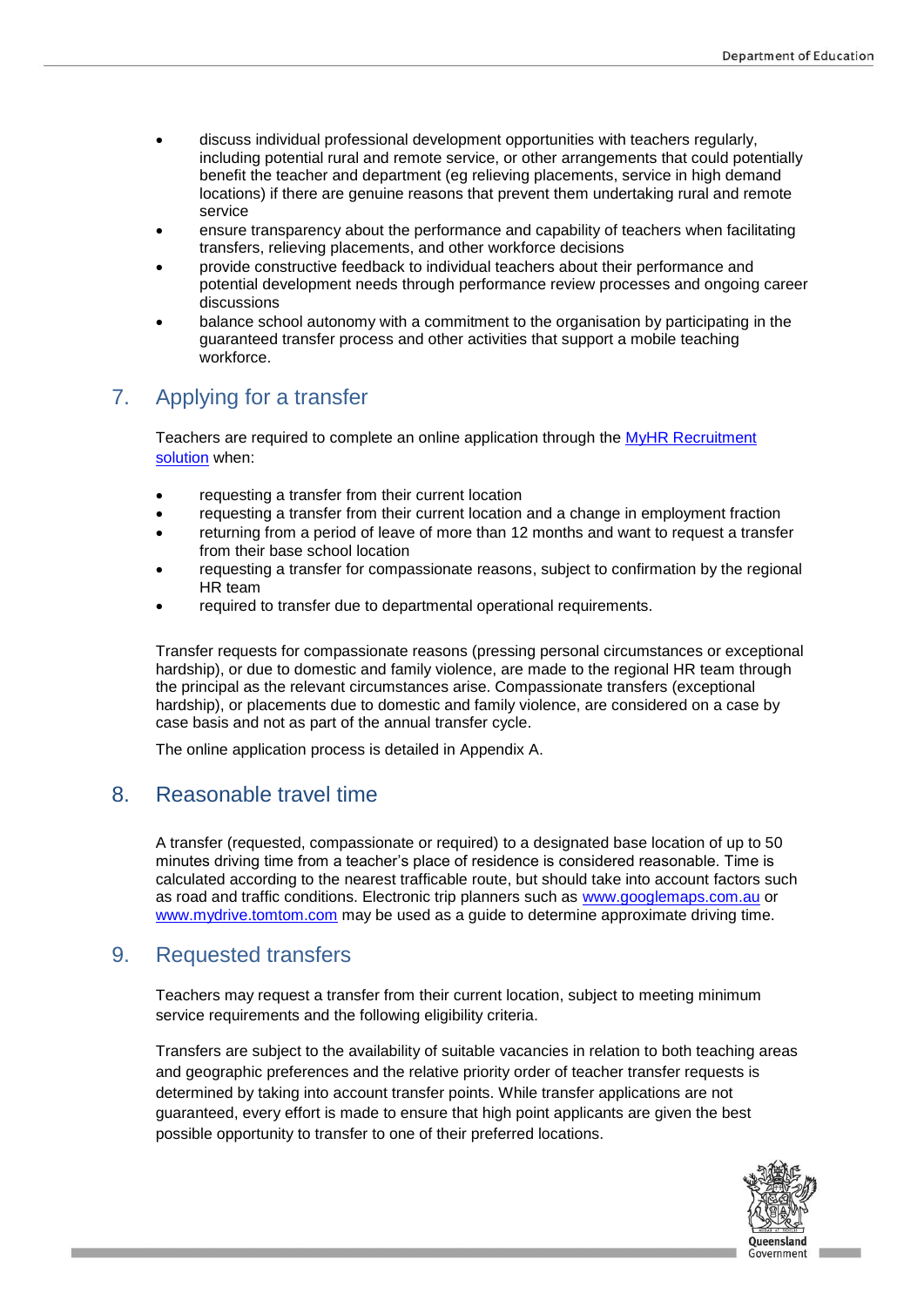- discuss individual professional development opportunities with teachers regularly, including potential rural and remote service, or other arrangements that could potentially benefit the teacher and department (eg relieving placements, service in high demand locations) if there are genuine reasons that prevent them undertaking rural and remote service
- ensure transparency about the performance and capability of teachers when facilitating transfers, relieving placements, and other workforce decisions
- provide constructive feedback to individual teachers about their performance and potential development needs through performance review processes and ongoing career discussions
- balance school autonomy with a commitment to the organisation by participating in the guaranteed transfer process and other activities that support a mobile teaching workforce.

## 7. Applying for a transfer

Teachers are required to complete an online application through the [MyHR Recruitment solution](#) when:

- requesting a transfer from their current location
- requesting a transfer from their current location and a change in employment fraction
- returning from a period of leave of more than 12 months and want to request a transfer from their base school location
- requesting a transfer for compassionate reasons, subject to confirmation by the regional HR team
- required to transfer due to departmental operational requirements.

Transfer requests for compassionate reasons (pressing personal circumstances or exceptional hardship), or due to domestic and family violence, are made to the regional HR team through the principal as the relevant circumstances arise. Compassionate transfers (exceptional hardship), or placements due to domestic and family violence, are considered on a case by case basis and not as part of the annual transfer cycle.

The online application process is detailed in Appendix A.

## 8. Reasonable travel time

A transfer (requested, compassionate or required) to a designated base location of up to 50 minutes driving time from a teacher's place of residence is considered reasonable. Time is calculated according to the nearest trafficable route, but should take into account factors such as road and traffic conditions. Electronic trip planners such as www.googlemaps.com.au or www.mydrive.tomtom.com may be used as a guide to determine approximate driving time.

## 9. Requested transfers

Teachers may request a transfer from their current location, subject to meeting minimum service requirements and the following eligibility criteria.

Transfers are subject to the availability of suitable vacancies in relation to both teaching areas and geographic preferences and the relative priority order of teacher transfer requests is determined by taking into account transfer points. While transfer applications are not guaranteed, every effort is made to ensure that high point applicants are given the best possible opportunity to transfer to one of their preferred locations.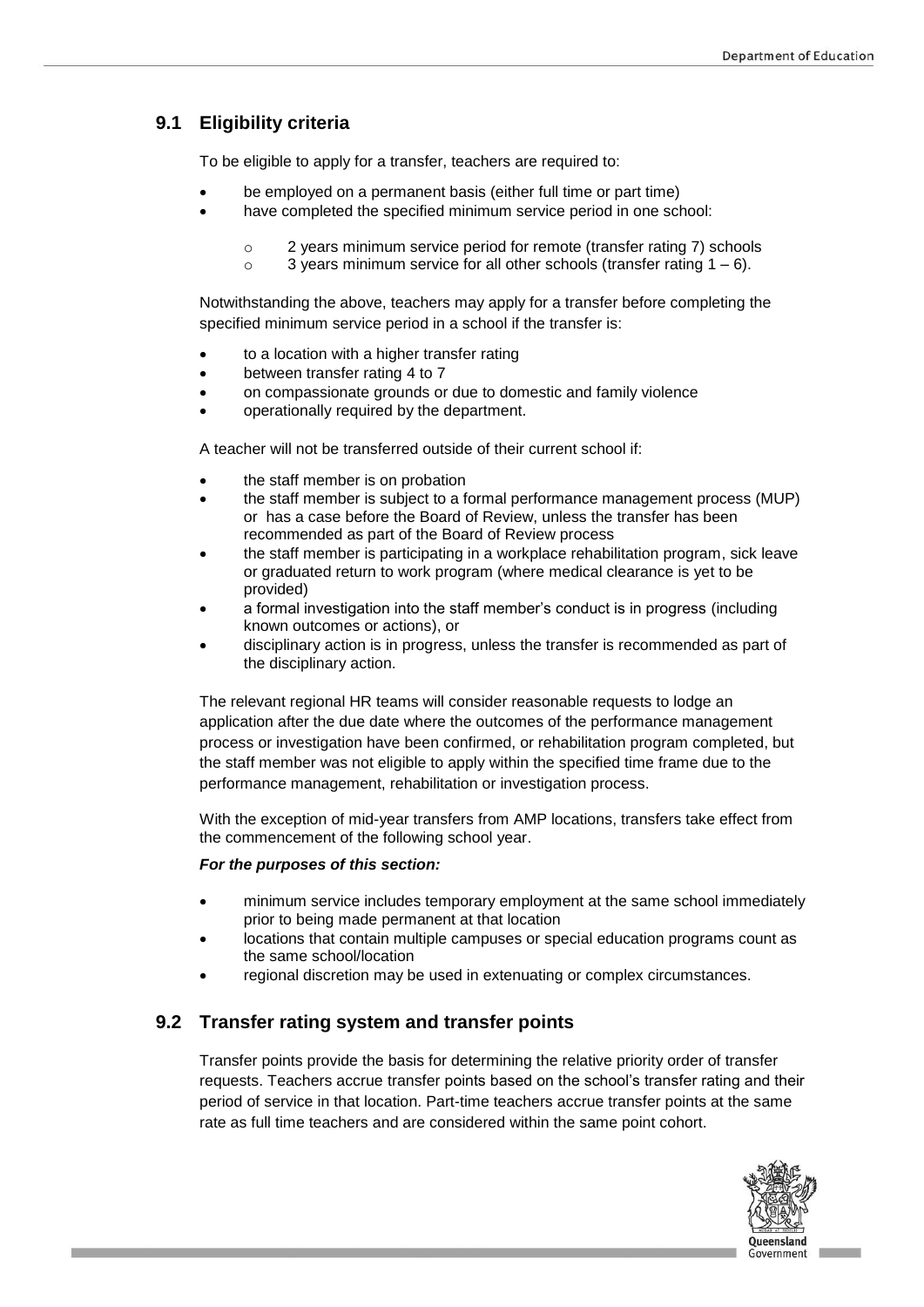## 9.1 Eligibility criteria

To be eligible to apply for a transfer, teachers are required to:

- be employed on a permanent basis (either full time or part time)
- have completed the specified minimum service period in one school:
  - 2 years minimum service period for remote (transfer rating 7) schools
  - 3 years minimum service for all other schools (transfer rating 1 – 6).

Notwithstanding the above, teachers may apply for a transfer before completing the specified minimum service period in a school if the transfer is:

- to a location with a higher transfer rating
- between transfer rating 4 to 7
- on compassionate grounds or due to domestic and family violence
- operationally required by the department.

A teacher will not be transferred outside of their current school if:

- the staff member is on probation
- the staff member is subject to a formal performance management process (MUP) or has a case before the Board of Review, unless the transfer has been recommended as part of the Board of Review process
- the staff member is participating in a workplace rehabilitation program, sick leave or graduated return to work program (where medical clearance is yet to be provided)
- a formal investigation into the staff member's conduct is in progress (including known outcomes or actions), or
- disciplinary action is in progress, unless the transfer is recommended as part of the disciplinary action.

The relevant regional HR teams will consider reasonable requests to lodge an application after the due date where the outcomes of the performance management process or investigation have been confirmed, or rehabilitation program completed, but the staff member was not eligible to apply within the specified time frame due to the performance management, rehabilitation or investigation process.

With the exception of mid-year transfers from AMP locations, transfers take effect from the commencement of the following school year.

***For the purposes of this section:***

- minimum service includes temporary employment at the same school immediately prior to being made permanent at that location
- locations that contain multiple campuses or special education programs count as the same school/location
- regional discretion may be used in extenuating or complex circumstances.

## 9.2 Transfer rating system and transfer points

Transfer points provide the basis for determining the relative priority order of transfer requests. Teachers accrue transfer points based on the school's transfer rating and their period of service in that location. Part-time teachers accrue transfer points at the same rate as full time teachers and are considered within the same point cohort.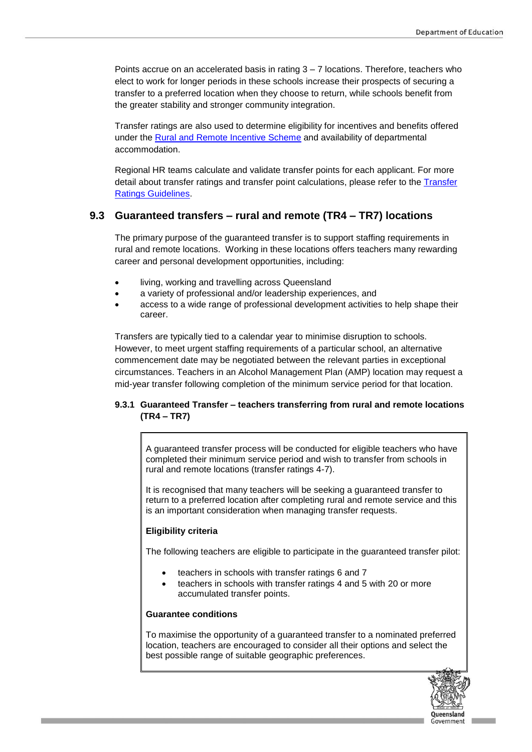Points accrue on an accelerated basis in rating 3 – 7 locations. Therefore, teachers who elect to work for longer periods in these schools increase their prospects of securing a transfer to a preferred location when they choose to return, while schools benefit from the greater stability and stronger community integration.

Transfer ratings are also used to determine eligibility for incentives and benefits offered under the [Rural and Remote Incentive Scheme] and availability of departmental accommodation.

Regional HR teams calculate and validate transfer points for each applicant. For more detail about transfer ratings and transfer point calculations, please refer to the [Transfer Ratings Guidelines].

## 9.3 Guaranteed transfers – rural and remote (TR4 – TR7) locations

The primary purpose of the guaranteed transfer is to support staffing requirements in rural and remote locations. Working in these locations offers teachers many rewarding career and personal development opportunities, including:

- living, working and travelling across Queensland
- a variety of professional and/or leadership experiences, and
- access to a wide range of professional development activities to help shape their career.

Transfers are typically tied to a calendar year to minimise disruption to schools. However, to meet urgent staffing requirements of a particular school, an alternative commencement date may be negotiated between the relevant parties in exceptional circumstances. Teachers in an Alcohol Management Plan (AMP) location may request a mid-year transfer following completion of the minimum service period for that location.

### 9.3.1 Guaranteed Transfer – teachers transferring from rural and remote locations (TR4 – TR7)

A guaranteed transfer process will be conducted for eligible teachers who have completed their minimum service period and wish to transfer from schools in rural and remote locations (transfer ratings 4-7).

It is recognised that many teachers will be seeking a guaranteed transfer to return to a preferred location after completing rural and remote service and this is an important consideration when managing transfer requests.

**Eligibility criteria**

The following teachers are eligible to participate in the guaranteed transfer pilot:

- teachers in schools with transfer ratings 6 and 7
- teachers in schools with transfer ratings 4 and 5 with 20 or more accumulated transfer points.

**Guarantee conditions**

To maximise the opportunity of a guaranteed transfer to a nominated preferred location, teachers are encouraged to consider all their options and select the best possible range of suitable geographic preferences.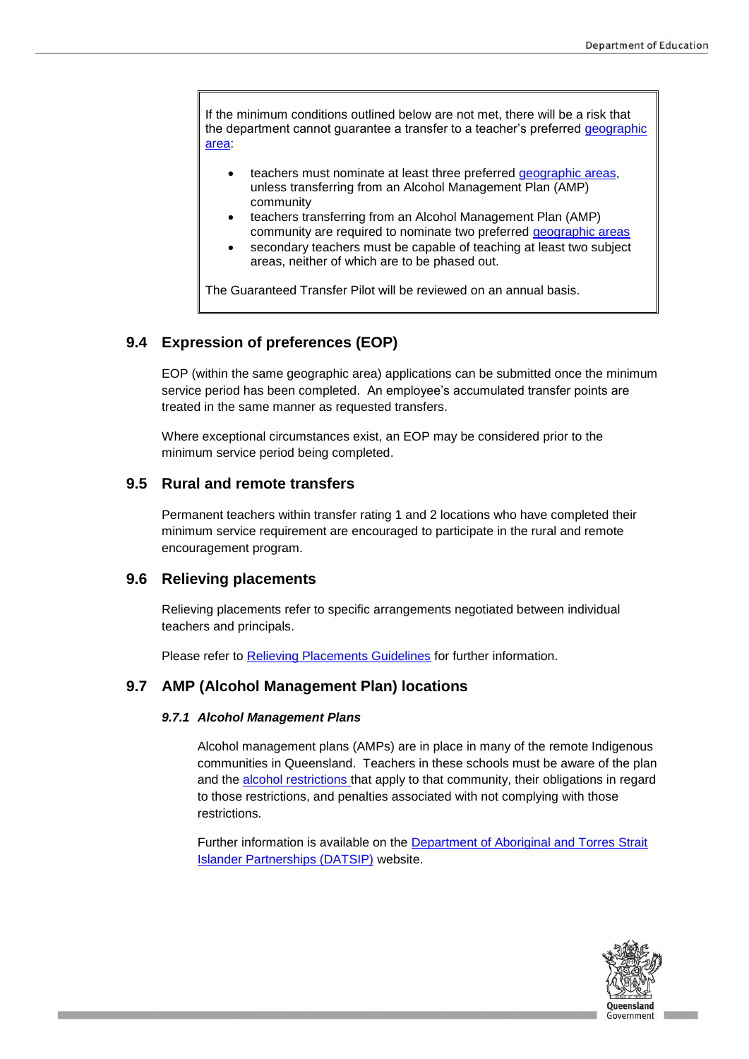> If the minimum conditions outlined below are not met, there will be a risk that the department cannot guarantee a transfer to a teacher's preferred geographic area:
>
> - teachers must nominate at least three preferred geographic areas, unless transferring from an Alcohol Management Plan (AMP) community
> - teachers transferring from an Alcohol Management Plan (AMP) community are required to nominate two preferred geographic areas
> - secondary teachers must be capable of teaching at least two subject areas, neither of which are to be phased out.
>
> The Guaranteed Transfer Pilot will be reviewed on an annual basis.

## 9.4 Expression of preferences (EOP)

EOP (within the same geographic area) applications can be submitted once the minimum service period has been completed. An employee's accumulated transfer points are treated in the same manner as requested transfers.

Where exceptional circumstances exist, an EOP may be considered prior to the minimum service period being completed.

## 9.5 Rural and remote transfers

Permanent teachers within transfer rating 1 and 2 locations who have completed their minimum service requirement are encouraged to participate in the rural and remote encouragement program.

## 9.6 Relieving placements

Relieving placements refer to specific arrangements negotiated between individual teachers and principals.

Please refer to Relieving Placements Guidelines for further information.

## 9.7 AMP (Alcohol Management Plan) locations

### *9.7.1 Alcohol Management Plans*

Alcohol management plans (AMPs) are in place in many of the remote Indigenous communities in Queensland. Teachers in these schools must be aware of the plan and the alcohol restrictions that apply to that community, their obligations in regard to those restrictions, and penalties associated with not complying with those restrictions.

Further information is available on the Department of Aboriginal and Torres Strait Islander Partnerships (DATSIP) website.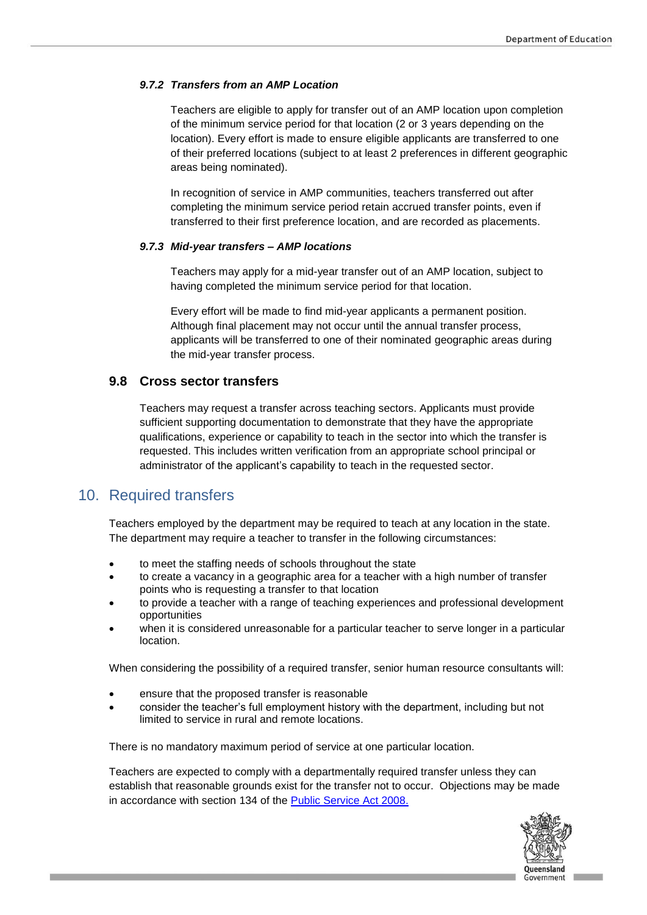#### *9.7.2 Transfers from an AMP Location*

Teachers are eligible to apply for transfer out of an AMP location upon completion of the minimum service period for that location (2 or 3 years depending on the location). Every effort is made to ensure eligible applicants are transferred to one of their preferred locations (subject to at least 2 preferences in different geographic areas being nominated).

In recognition of service in AMP communities, teachers transferred out after completing the minimum service period retain accrued transfer points, even if transferred to their first preference location, and are recorded as placements.

#### *9.7.3 Mid-year transfers – AMP locations*

Teachers may apply for a mid-year transfer out of an AMP location, subject to having completed the minimum service period for that location.

Every effort will be made to find mid-year applicants a permanent position. Although final placement may not occur until the annual transfer process, applicants will be transferred to one of their nominated geographic areas during the mid-year transfer process.

### 9.8 Cross sector transfers

Teachers may request a transfer across teaching sectors. Applicants must provide sufficient supporting documentation to demonstrate that they have the appropriate qualifications, experience or capability to teach in the sector into which the transfer is requested. This includes written verification from an appropriate school principal or administrator of the applicant's capability to teach in the requested sector.

## 10. Required transfers

Teachers employed by the department may be required to teach at any location in the state. The department may require a teacher to transfer in the following circumstances:

- to meet the staffing needs of schools throughout the state
- to create a vacancy in a geographic area for a teacher with a high number of transfer points who is requesting a transfer to that location
- to provide a teacher with a range of teaching experiences and professional development opportunities
- when it is considered unreasonable for a particular teacher to serve longer in a particular location.

When considering the possibility of a required transfer, senior human resource consultants will:

- ensure that the proposed transfer is reasonable
- consider the teacher's full employment history with the department, including but not limited to service in rural and remote locations.

There is no mandatory maximum period of service at one particular location.

Teachers are expected to comply with a departmentally required transfer unless they can establish that reasonable grounds exist for the transfer not to occur. Objections may be made in accordance with section 134 of the [Public Service Act 2008.]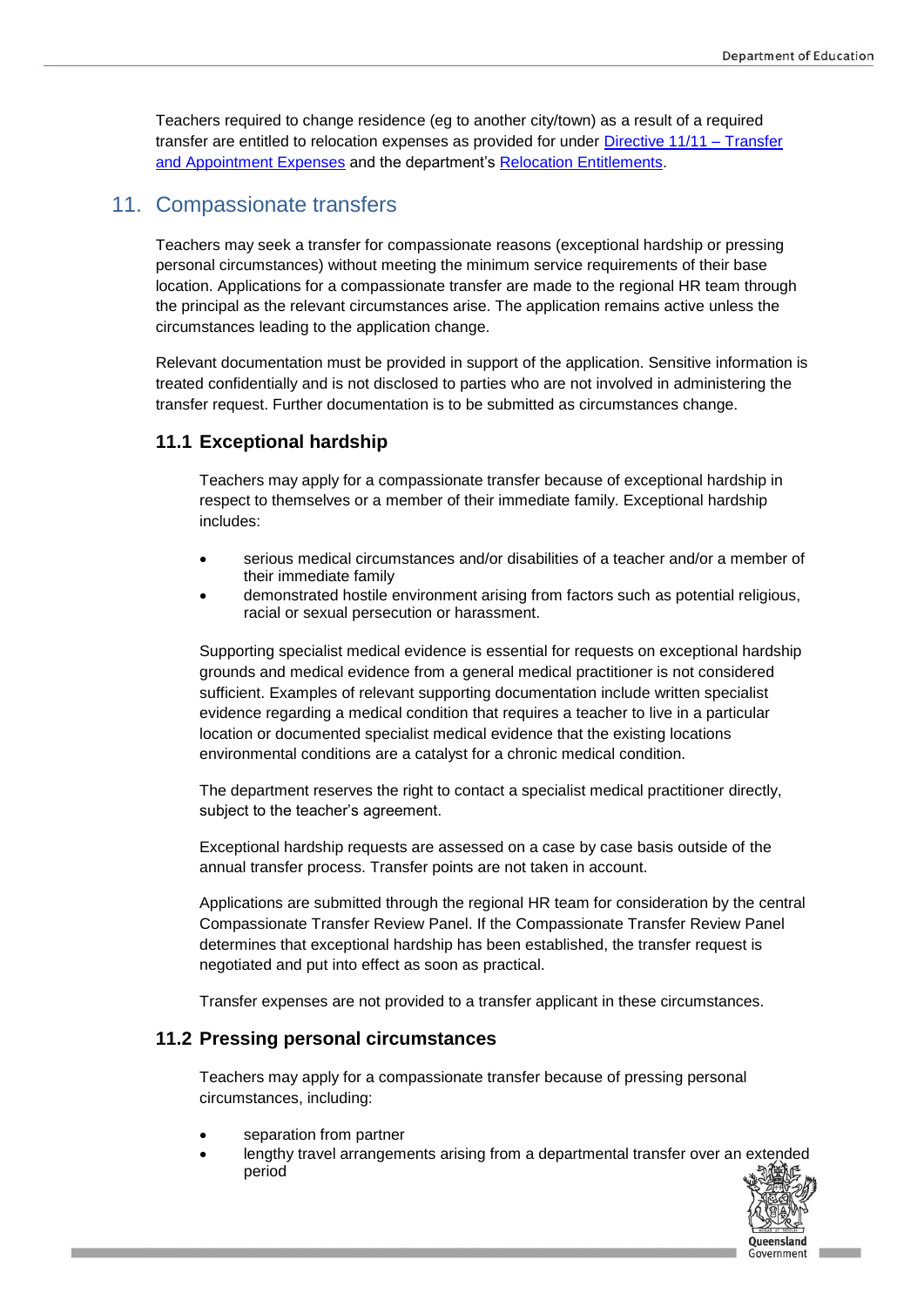Teachers required to change residence (eg to another city/town) as a result of a required transfer are entitled to relocation expenses as provided for under [Directive 11/11 – Transfer and Appointment Expenses]() and the department's [Relocation Entitlements]().

## 11. Compassionate transfers

Teachers may seek a transfer for compassionate reasons (exceptional hardship or pressing personal circumstances) without meeting the minimum service requirements of their base location. Applications for a compassionate transfer are made to the regional HR team through the principal as the relevant circumstances arise. The application remains active unless the circumstances leading to the application change.

Relevant documentation must be provided in support of the application. Sensitive information is treated confidentially and is not disclosed to parties who are not involved in administering the transfer request. Further documentation is to be submitted as circumstances change.

### 11.1 Exceptional hardship

Teachers may apply for a compassionate transfer because of exceptional hardship in respect to themselves or a member of their immediate family. Exceptional hardship includes:

- serious medical circumstances and/or disabilities of a teacher and/or a member of their immediate family
- demonstrated hostile environment arising from factors such as potential religious, racial or sexual persecution or harassment.

Supporting specialist medical evidence is essential for requests on exceptional hardship grounds and medical evidence from a general medical practitioner is not considered sufficient. Examples of relevant supporting documentation include written specialist evidence regarding a medical condition that requires a teacher to live in a particular location or documented specialist medical evidence that the existing locations environmental conditions are a catalyst for a chronic medical condition.

The department reserves the right to contact a specialist medical practitioner directly, subject to the teacher's agreement.

Exceptional hardship requests are assessed on a case by case basis outside of the annual transfer process. Transfer points are not taken in account.

Applications are submitted through the regional HR team for consideration by the central Compassionate Transfer Review Panel. If the Compassionate Transfer Review Panel determines that exceptional hardship has been established, the transfer request is negotiated and put into effect as soon as practical.

Transfer expenses are not provided to a transfer applicant in these circumstances.

### 11.2 Pressing personal circumstances

Teachers may apply for a compassionate transfer because of pressing personal circumstances, including:

- separation from partner
- lengthy travel arrangements arising from a departmental transfer over an extended period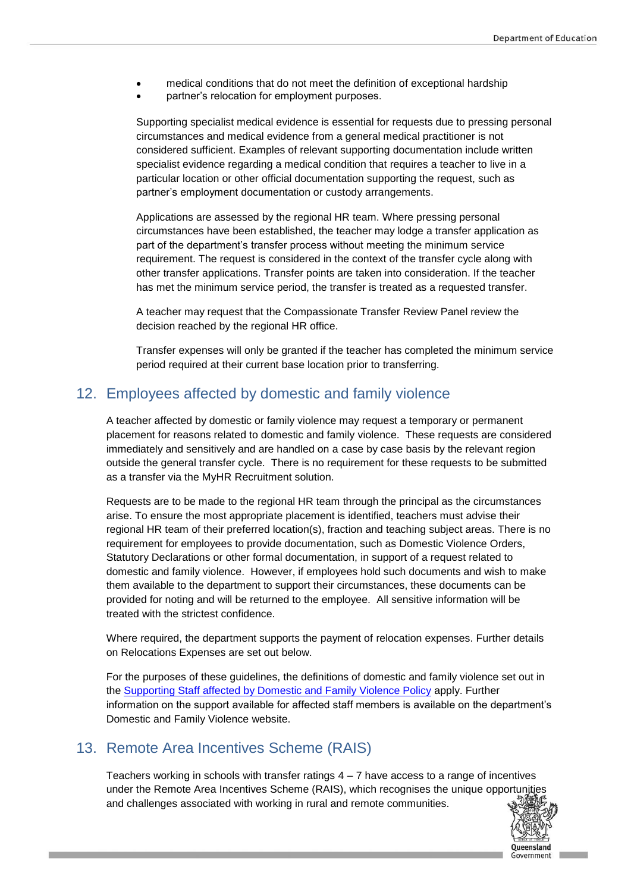- medical conditions that do not meet the definition of exceptional hardship
- partner's relocation for employment purposes.

Supporting specialist medical evidence is essential for requests due to pressing personal circumstances and medical evidence from a general medical practitioner is not considered sufficient. Examples of relevant supporting documentation include written specialist evidence regarding a medical condition that requires a teacher to live in a particular location or other official documentation supporting the request, such as partner's employment documentation or custody arrangements.

Applications are assessed by the regional HR team. Where pressing personal circumstances have been established, the teacher may lodge a transfer application as part of the department's transfer process without meeting the minimum service requirement. The request is considered in the context of the transfer cycle along with other transfer applications. Transfer points are taken into consideration. If the teacher has met the minimum service period, the transfer is treated as a requested transfer.

A teacher may request that the Compassionate Transfer Review Panel review the decision reached by the regional HR office.

Transfer expenses will only be granted if the teacher has completed the minimum service period required at their current base location prior to transferring.

## 12. Employees affected by domestic and family violence

A teacher affected by domestic or family violence may request a temporary or permanent placement for reasons related to domestic and family violence. These requests are considered immediately and sensitively and are handled on a case by case basis by the relevant region outside the general transfer cycle. There is no requirement for these requests to be submitted as a transfer via the MyHR Recruitment solution.

Requests are to be made to the regional HR team through the principal as the circumstances arise. To ensure the most appropriate placement is identified, teachers must advise their regional HR team of their preferred location(s), fraction and teaching subject areas. There is no requirement for employees to provide documentation, such as Domestic Violence Orders, Statutory Declarations or other formal documentation, in support of a request related to domestic and family violence. However, if employees hold such documents and wish to make them available to the department to support their circumstances, these documents can be provided for noting and will be returned to the employee. All sensitive information will be treated with the strictest confidence.

Where required, the department supports the payment of relocation expenses. Further details on Relocations Expenses are set out below.

For the purposes of these guidelines, the definitions of domestic and family violence set out in the Supporting Staff affected by Domestic and Family Violence Policy apply. Further information on the support available for affected staff members is available on the department's Domestic and Family Violence website.

## 13. Remote Area Incentives Scheme (RAIS)

Teachers working in schools with transfer ratings 4 – 7 have access to a range of incentives under the Remote Area Incentives Scheme (RAIS), which recognises the unique opportunities and challenges associated with working in rural and remote communities.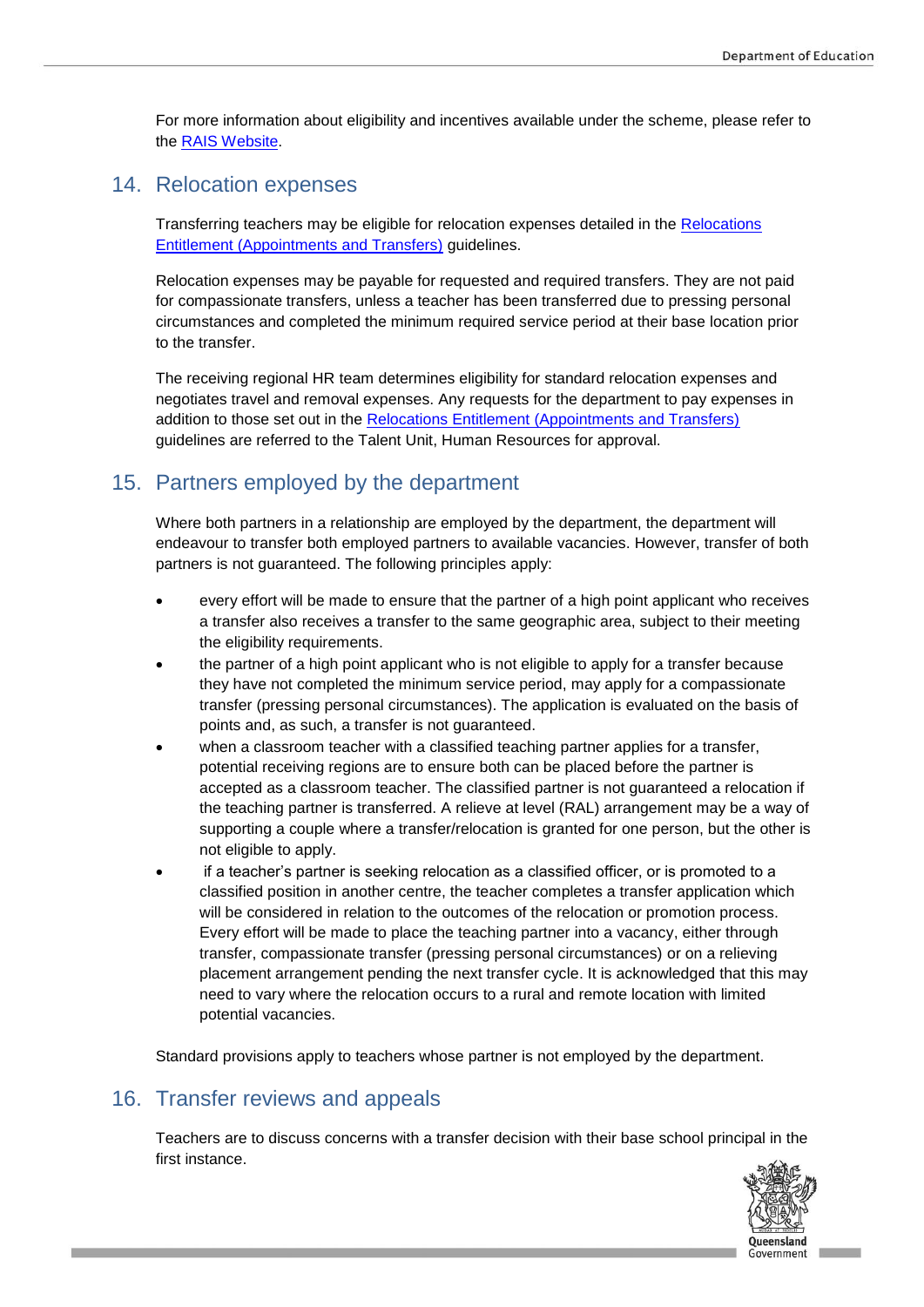For more information about eligibility and incentives available under the scheme, please refer to the RAIS Website.

## 14. Relocation expenses

Transferring teachers may be eligible for relocation expenses detailed in the Relocations Entitlement (Appointments and Transfers) guidelines.

Relocation expenses may be payable for requested and required transfers. They are not paid for compassionate transfers, unless a teacher has been transferred due to pressing personal circumstances and completed the minimum required service period at their base location prior to the transfer.

The receiving regional HR team determines eligibility for standard relocation expenses and negotiates travel and removal expenses. Any requests for the department to pay expenses in addition to those set out in the Relocations Entitlement (Appointments and Transfers) guidelines are referred to the Talent Unit, Human Resources for approval.

## 15. Partners employed by the department

Where both partners in a relationship are employed by the department, the department will endeavour to transfer both employed partners to available vacancies. However, transfer of both partners is not guaranteed. The following principles apply:

- every effort will be made to ensure that the partner of a high point applicant who receives a transfer also receives a transfer to the same geographic area, subject to their meeting the eligibility requirements.
- the partner of a high point applicant who is not eligible to apply for a transfer because they have not completed the minimum service period, may apply for a compassionate transfer (pressing personal circumstances). The application is evaluated on the basis of points and, as such, a transfer is not guaranteed.
- when a classroom teacher with a classified teaching partner applies for a transfer, potential receiving regions are to ensure both can be placed before the partner is accepted as a classroom teacher. The classified partner is not guaranteed a relocation if the teaching partner is transferred. A relieve at level (RAL) arrangement may be a way of supporting a couple where a transfer/relocation is granted for one person, but the other is not eligible to apply.
- if a teacher's partner is seeking relocation as a classified officer, or is promoted to a classified position in another centre, the teacher completes a transfer application which will be considered in relation to the outcomes of the relocation or promotion process. Every effort will be made to place the teaching partner into a vacancy, either through transfer, compassionate transfer (pressing personal circumstances) or on a relieving placement arrangement pending the next transfer cycle. It is acknowledged that this may need to vary where the relocation occurs to a rural and remote location with limited potential vacancies.

Standard provisions apply to teachers whose partner is not employed by the department.

## 16. Transfer reviews and appeals

Teachers are to discuss concerns with a transfer decision with their base school principal in the first instance.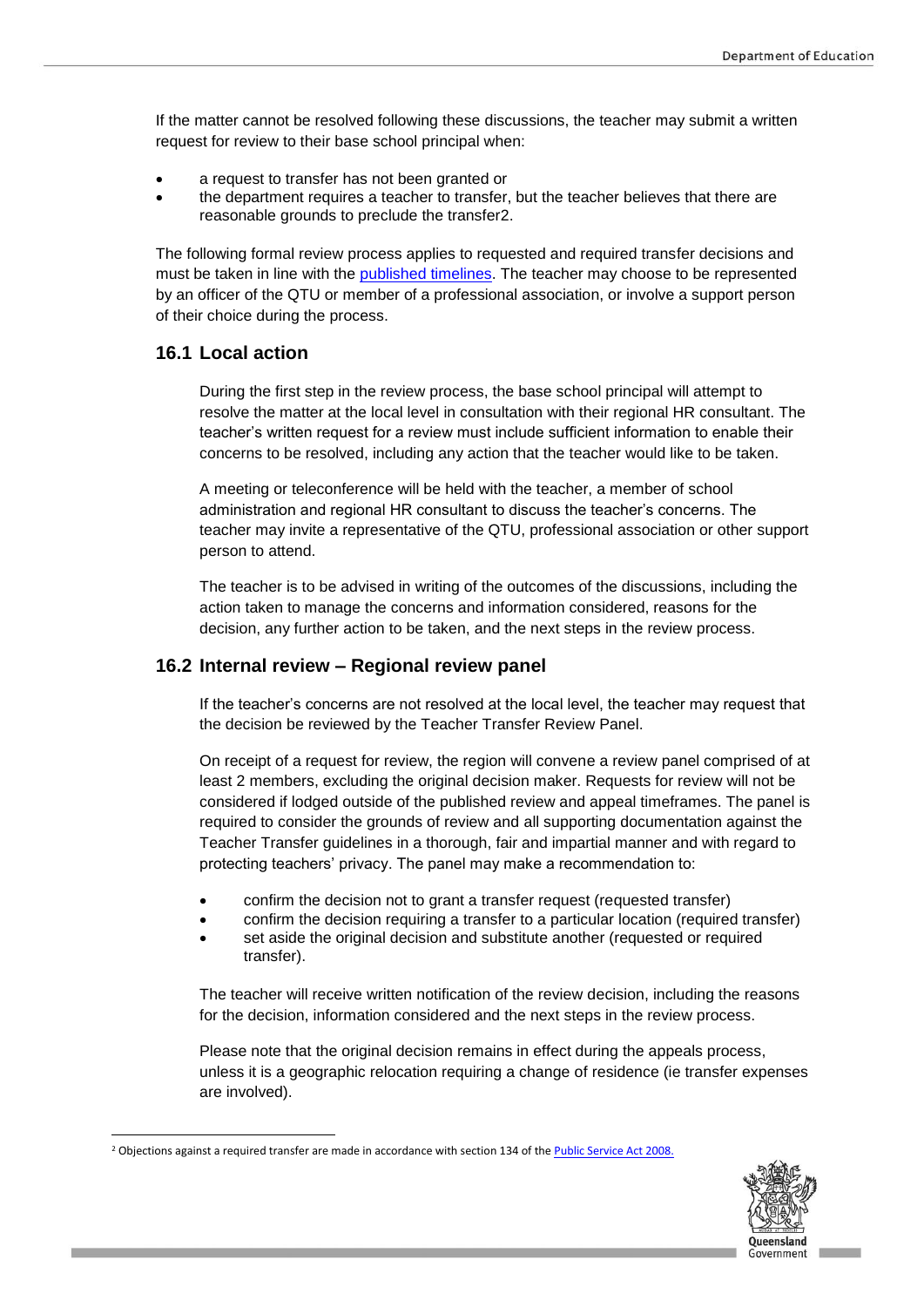If the matter cannot be resolved following these discussions, the teacher may submit a written request for review to their base school principal when:

- a request to transfer has not been granted or
- the department requires a teacher to transfer, but the teacher believes that there are reasonable grounds to preclude the transfer[2].

The following formal review process applies to requested and required transfer decisions and must be taken in line with the published timelines. The teacher may choose to be represented by an officer of the QTU or member of a professional association, or involve a support person of their choice during the process.

## 16.1 Local action

During the first step in the review process, the base school principal will attempt to resolve the matter at the local level in consultation with their regional HR consultant. The teacher's written request for a review must include sufficient information to enable their concerns to be resolved, including any action that the teacher would like to be taken.

A meeting or teleconference will be held with the teacher, a member of school administration and regional HR consultant to discuss the teacher's concerns. The teacher may invite a representative of the QTU, professional association or other support person to attend.

The teacher is to be advised in writing of the outcomes of the discussions, including the action taken to manage the concerns and information considered, reasons for the decision, any further action to be taken, and the next steps in the review process.

## 16.2 Internal review – Regional review panel

If the teacher's concerns are not resolved at the local level, the teacher may request that the decision be reviewed by the Teacher Transfer Review Panel.

On receipt of a request for review, the region will convene a review panel comprised of at least 2 members, excluding the original decision maker. Requests for review will not be considered if lodged outside of the published review and appeal timeframes. The panel is required to consider the grounds of review and all supporting documentation against the Teacher Transfer guidelines in a thorough, fair and impartial manner and with regard to protecting teachers' privacy. The panel may make a recommendation to:

- confirm the decision not to grant a transfer request (requested transfer)
- confirm the decision requiring a transfer to a particular location (required transfer)
- set aside the original decision and substitute another (requested or required transfer).

The teacher will receive written notification of the review decision, including the reasons for the decision, information considered and the next steps in the review process.

Please note that the original decision remains in effect during the appeals process, unless it is a geographic relocation requiring a change of residence (ie transfer expenses are involved).

[2] Objections against a required transfer are made in accordance with section 134 of the Public Service Act 2008.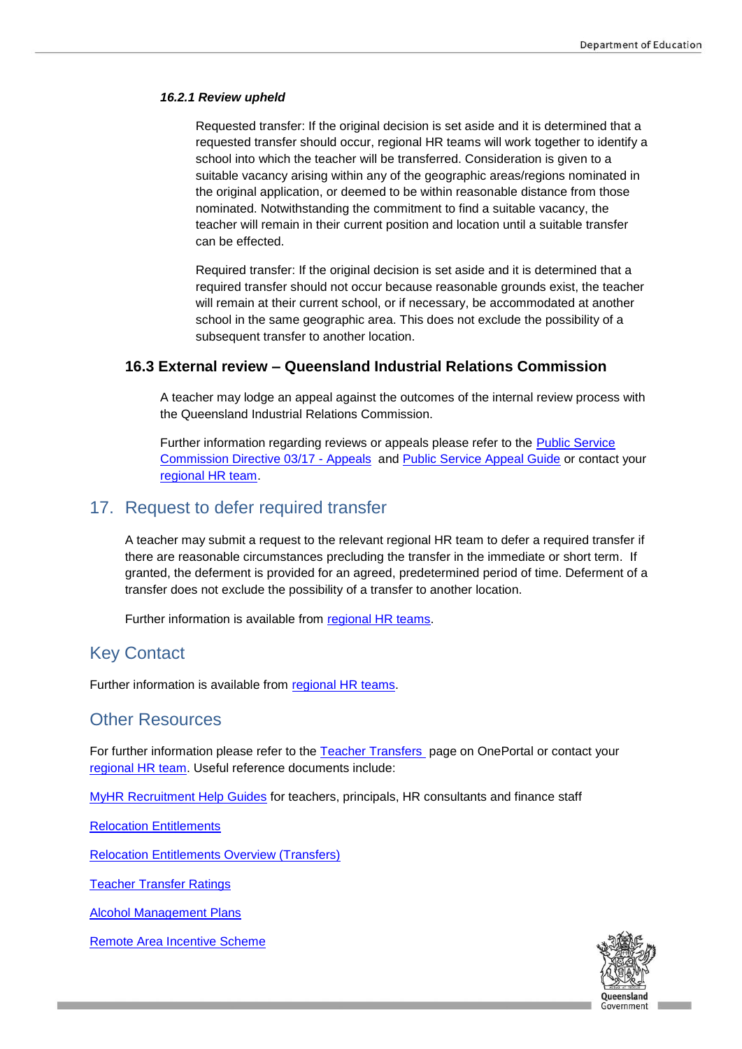#### *16.2.1 Review upheld*

Requested transfer: If the original decision is set aside and it is determined that a requested transfer should occur, regional HR teams will work together to identify a school into which the teacher will be transferred. Consideration is given to a suitable vacancy arising within any of the geographic areas/regions nominated in the original application, or deemed to be within reasonable distance from those nominated. Notwithstanding the commitment to find a suitable vacancy, the teacher will remain in their current position and location until a suitable transfer can be effected.

Required transfer: If the original decision is set aside and it is determined that a required transfer should not occur because reasonable grounds exist, the teacher will remain at their current school, or if necessary, be accommodated at another school in the same geographic area. This does not exclude the possibility of a subsequent transfer to another location.

### 16.3 External review – Queensland Industrial Relations Commission

A teacher may lodge an appeal against the outcomes of the internal review process with the Queensland Industrial Relations Commission.

Further information regarding reviews or appeals please refer to the Public Service Commission Directive 03/17 - Appeals and Public Service Appeal Guide or contact your regional HR team.

## 17. Request to defer required transfer

A teacher may submit a request to the relevant regional HR team to defer a required transfer if there are reasonable circumstances precluding the transfer in the immediate or short term. If granted, the deferment is provided for an agreed, predetermined period of time. Deferment of a transfer does not exclude the possibility of a transfer to another location.

Further information is available from regional HR teams.

## Key Contact

Further information is available from regional HR teams.

## Other Resources

For further information please refer to the Teacher Transfers page on OnePortal or contact your regional HR team. Useful reference documents include:

MyHR Recruitment Help Guides for teachers, principals, HR consultants and finance staff

Relocation Entitlements

Relocation Entitlements Overview (Transfers)

Teacher Transfer Ratings

Alcohol Management Plans

Remote Area Incentive Scheme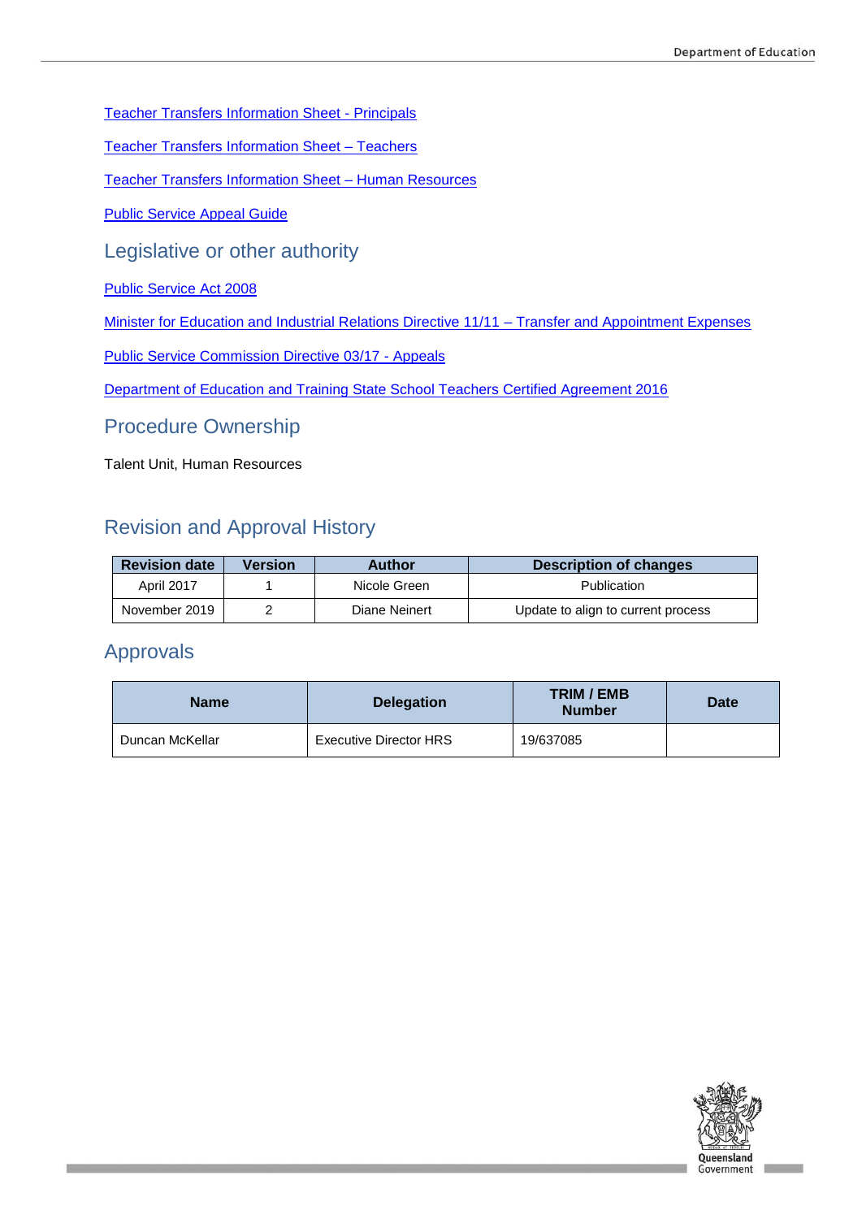Teacher Transfers Information Sheet - Principals

Teacher Transfers Information Sheet – Teachers

Teacher Transfers Information Sheet – Human Resources

Public Service Appeal Guide

## Legislative or other authority

Public Service Act 2008

Minister for Education and Industrial Relations Directive 11/11 – Transfer and Appointment Expenses

Public Service Commission Directive 03/17 - Appeals

Department of Education and Training State School Teachers Certified Agreement 2016

## Procedure Ownership

Talent Unit, Human Resources

## Revision and Approval History

| Revision date | Version | Author | Description of changes |
|---|---|---|---|
| April 2017 | 1 | Nicole Green | Publication |
| November 2019 | 2 | Diane Neinert | Update to align to current process |

## Approvals

| Name | Delegation | TRIM / EMB Number | Date |
|---|---|---|---|
| Duncan McKellar | Executive Director HRS | 19/637085 | |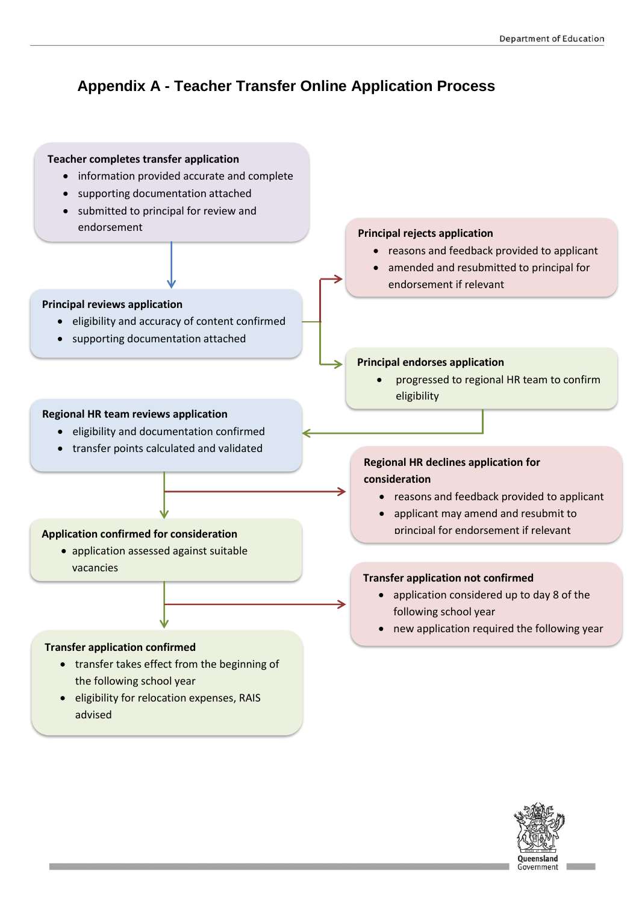# Appendix A - Teacher Transfer Online Application Process

**Teacher completes transfer application**

- information provided accurate and complete
- supporting documentation attached
- submitted to principal for review and endorsement

**Principal reviews application**

- eligibility and accuracy of content confirmed
- supporting documentation attached

**Principal rejects application**

- reasons and feedback provided to applicant
- amended and resubmitted to principal for endorsement if relevant

**Principal endorses application**

- progressed to regional HR team to confirm eligibility

**Regional HR team reviews application**

- eligibility and documentation confirmed
- transfer points calculated and validated

**Regional HR declines application for consideration**

- reasons and feedback provided to applicant
- applicant may amend and resubmit to principal for endorsement if relevant

**Application confirmed for consideration**

- application assessed against suitable vacancies

**Transfer application not confirmed**

- application considered up to day 8 of the following school year
- new application required the following year

**Transfer application confirmed**

- transfer takes effect from the beginning of the following school year
- eligibility for relocation expenses, RAIS advised